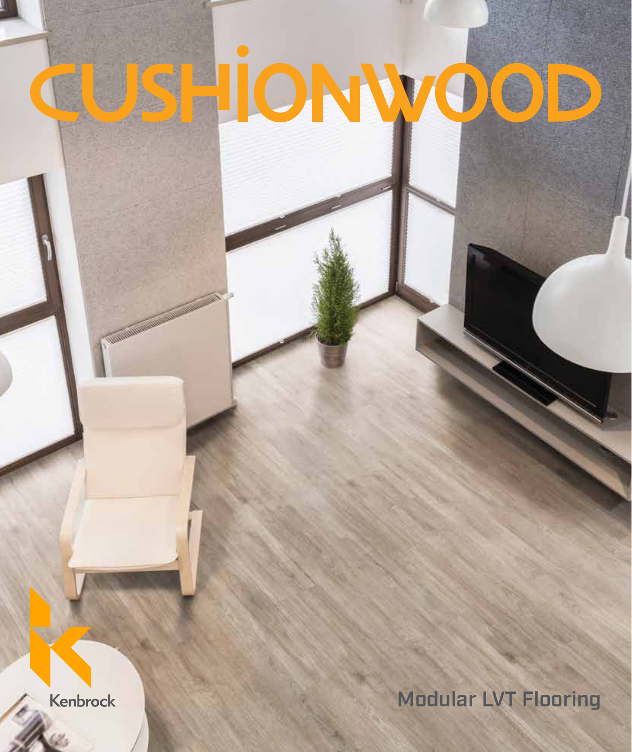# CUSHIONWOOD

Kenbrock

Modular LVT Flooring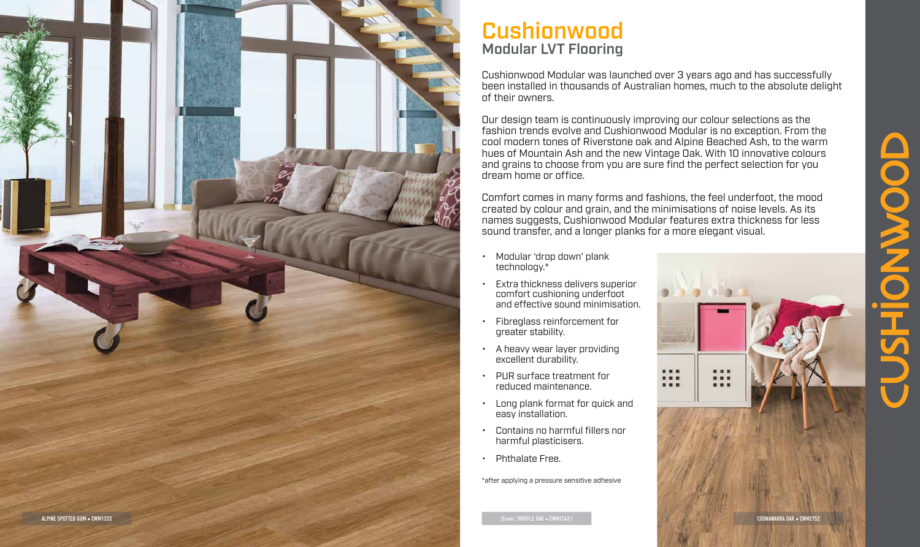# Cushionwood

## Modular LVT Flooring

Cushionwood Modular was launched over 3 years ago and has successfully been installed in thousands of Australian homes, much to the absolute delight of their owners.

Our design team is continuously improving our colour selections as the fashion trends evolve and Cushionwood Modular is no exception. From the cool modern tones of Riverstone oak and Alpine Beached Ash, to the warm hues of Mountain Ash and the new Vintage Oak. With 10 innovative colours and grains to choose from you are sure find the perfect selection for you dream home or office.

Comfort comes in many forms and fashions, the feel underfoot, the mood created by colour and grain, and the minimisations of noise levels. As its names suggests, Cushionwood Modular features extra thickness for less sound transfer, and a longer planks for a more elegant visual.

- Modular 'drop down' plank technology.*
- Extra thickness delivers superior comfort cushioning underfoot and effective sound minimisation.
- Fibreglass reinforcement for greater stability.
- A heavy wear layer providing excellent durability.
- PUR surface treatment for reduced maintenance.
- Long plank format for quick and easy installation.
- Contains no harmful fillers nor harmful plasticisers.
- Phthalate Free.

*after applying a pressure sensitive adhesive

ALPINE SPOTTED GUM • CWM1333

(Cover: TRUFFLE OAK • CWM1243 )

COONAWARRA OAK • CWM2752

CUSHIONWOOD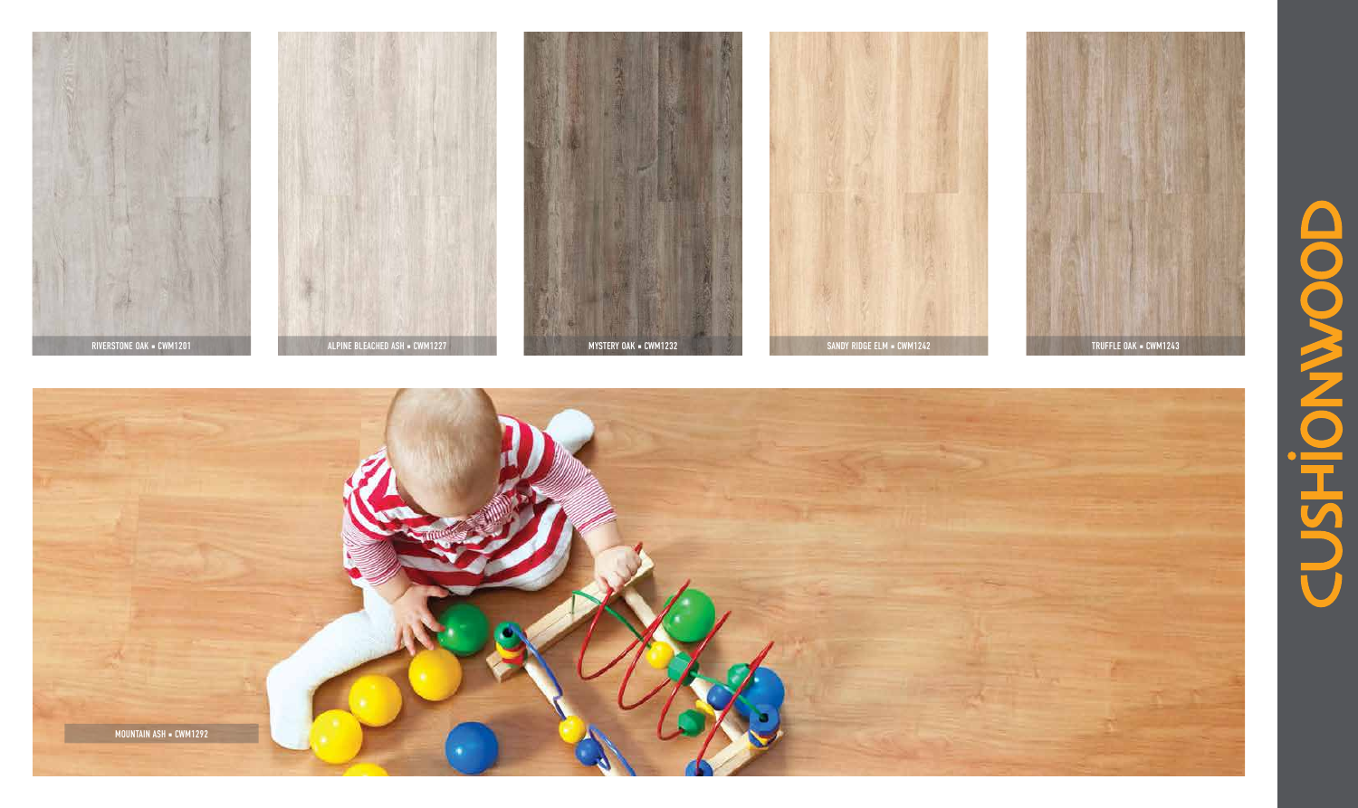RIVERSTONE OAK • CWM1201

ALPINE BLEACHED ASH • CWM1227

MYSTERY OAK • CWM1232

SANDY RIDGE ELM • CWM1242

TRUFFLE OAK • CWM1243

MOUNTAIN ASH • CWM1292

CUSHIONWOOD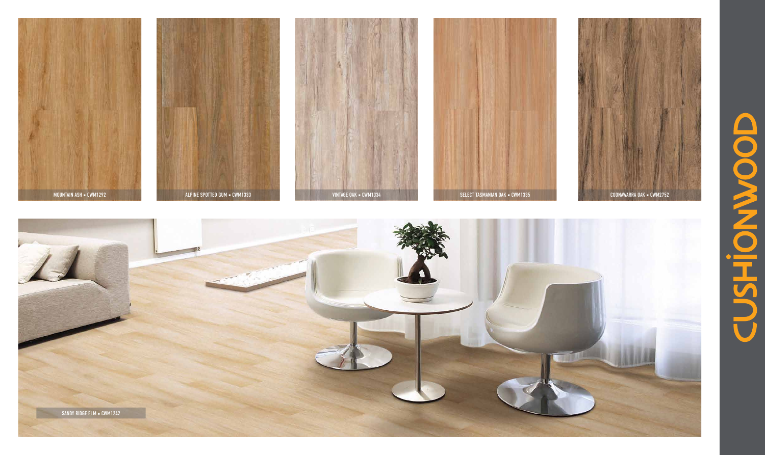MOUNTAIN ASH • CWM1292

ALPINE SPOTTED GUM • CWM1333

VINTAGE OAK • CWM1334

SELECT TASMANIAN OAK • CWM1335

COONAWARRA OAK • CWM2752

SANDY RIDGE ELM • CWM1242

CUSHIONWOOD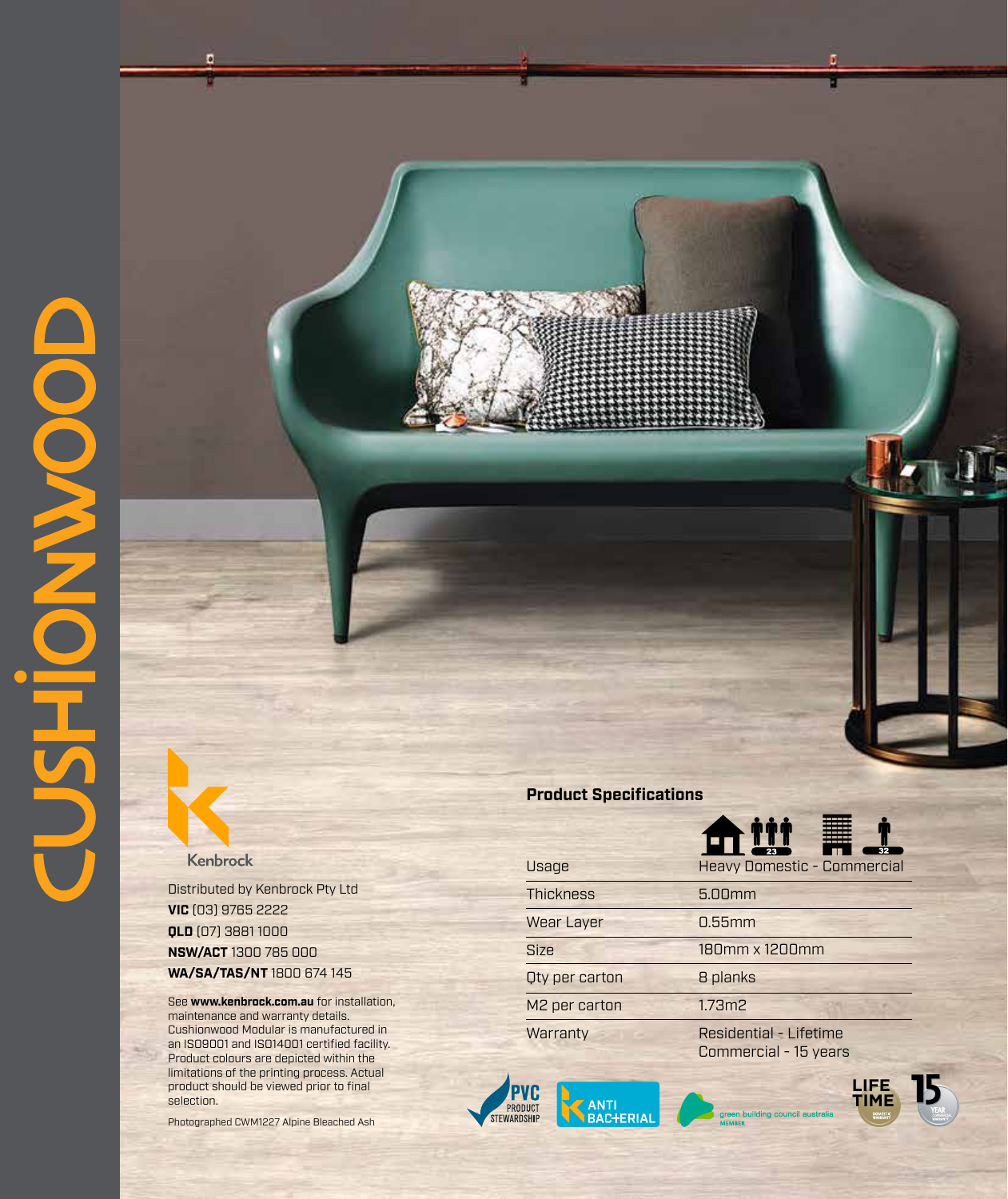# CUSHIONWOOD

Kenbrock

Distributed by Kenbrock Pty Ltd

**VIC** (03) 9765 2222

**QLD** (07) 3881 1000

**NSW/ACT** 1300 785 000

**WA/SA/TAS/NT** 1800 674 145

See **www.kenbrock.com.au** for installation, maintenance and warranty details. Cushionwood Modular is manufactured in an ISO9001 and ISO14001 certified facility. Product colours are depicted within the limitations of the printing process. Actual product should be viewed prior to final selection.

Photographed CWM1227 Alpine Bleached Ash

## Product Specifications

| | |
|---|---|
| Usage | Heavy Domestic - Commercial |
| Thickness | 5.00mm |
| Wear Layer | 0.55mm |
| Size | 180mm x 1200mm |
| Qty per carton | 8 planks |
| M2 per carton | 1.73m2 |
| Warranty | Residential - Lifetime<br>Commercial - 15 years |

PVC PRODUCT STEWARDSHIP

ANTI BACTERIAL

green building council australia MEMBER

LIFE TIME

15 YEAR